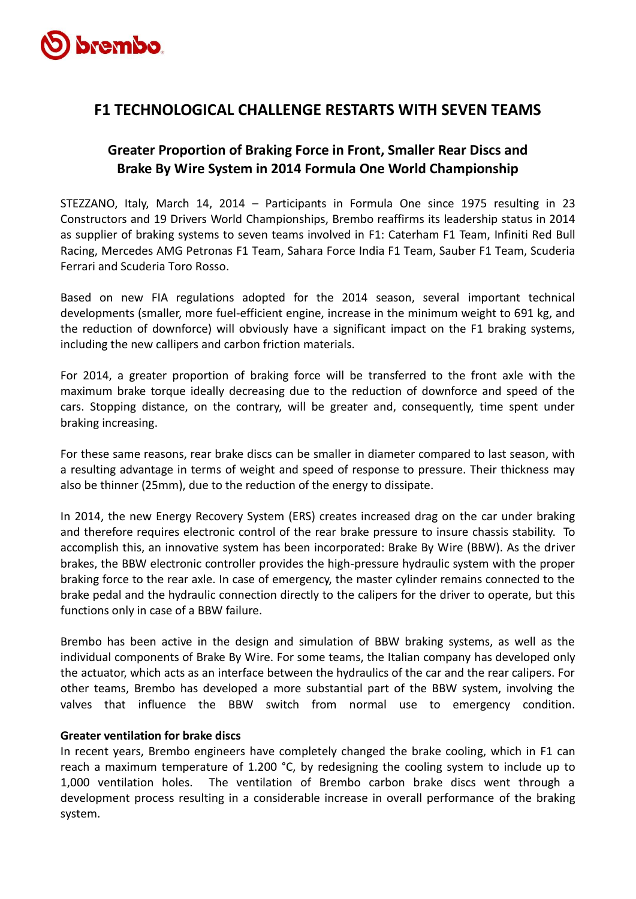# F1 TECHNOLOGICAL CHALLENGE RESTARTS WITH SEVEN TEAMS

## Greater Proportion of Braking Force in Front, Smaller Rear Discs and Brake By Wire System in 2014 Formula One World Championship

STEZZANO, Italy, March 14, 2014 – Participants in Formula One since 1975 resulting in 23 Constructors and 19 Drivers World Championships, Brembo reaffirms its leadership status in 2014 as supplier of braking systems to seven teams involved in F1: Caterham F1 Team, Infiniti Red Bull Racing, Mercedes AMG Petronas F1 Team, Sahara Force India F1 Team, Sauber F1 Team, Scuderia Ferrari and Scuderia Toro Rosso.

Based on new FIA regulations adopted for the 2014 season, several important technical developments (smaller, more fuel-efficient engine, increase in the minimum weight to 691 kg, and the reduction of downforce) will obviously have a significant impact on the F1 braking systems, including the new callipers and carbon friction materials.

For 2014, a greater proportion of braking force will be transferred to the front axle with the maximum brake torque ideally decreasing due to the reduction of downforce and speed of the cars. Stopping distance, on the contrary, will be greater and, consequently, time spent under braking increasing.

For these same reasons, rear brake discs can be smaller in diameter compared to last season, with a resulting advantage in terms of weight and speed of response to pressure. Their thickness may also be thinner (25mm), due to the reduction of the energy to dissipate.

In 2014, the new Energy Recovery System (ERS) creates increased drag on the car under braking and therefore requires electronic control of the rear brake pressure to insure chassis stability. To accomplish this, an innovative system has been incorporated: Brake By Wire (BBW). As the driver brakes, the BBW electronic controller provides the high-pressure hydraulic system with the proper braking force to the rear axle. In case of emergency, the master cylinder remains connected to the brake pedal and the hydraulic connection directly to the calipers for the driver to operate, but this functions only in case of a BBW failure.

Brembo has been active in the design and simulation of BBW braking systems, as well as the individual components of Brake By Wire. For some teams, the Italian company has developed only the actuator, which acts as an interface between the hydraulics of the car and the rear calipers. For other teams, Brembo has developed a more substantial part of the BBW system, involving the valves that influence the BBW switch from normal use to emergency condition.

**Greater ventilation for brake discs**

In recent years, Brembo engineers have completely changed the brake cooling, which in F1 can reach a maximum temperature of 1.200 °C, by redesigning the cooling system to include up to 1,000 ventilation holes. The ventilation of Brembo carbon brake discs went through a development process resulting in a considerable increase in overall performance of the braking system.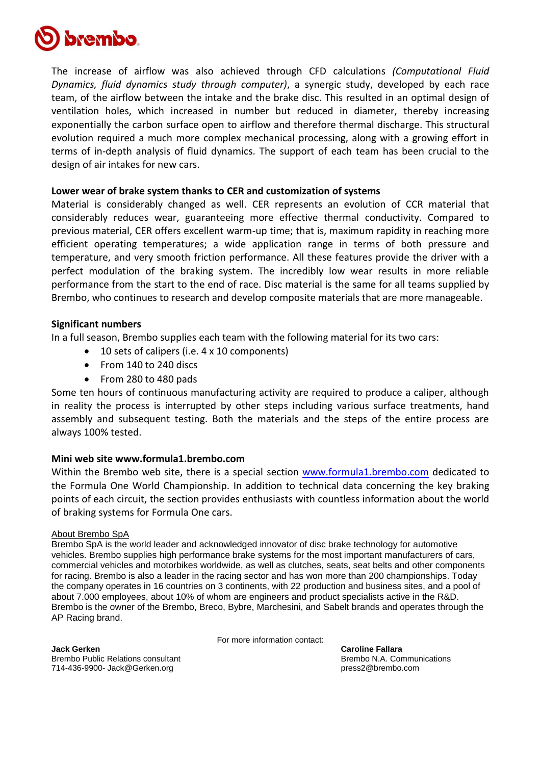The increase of airflow was also achieved through CFD calculations *(Computational Fluid Dynamics, fluid dynamics study through computer)*, a synergic study, developed by each race team, of the airflow between the intake and the brake disc. This resulted in an optimal design of ventilation holes, which increased in number but reduced in diameter, thereby increasing exponentially the carbon surface open to airflow and therefore thermal discharge. This structural evolution required a much more complex mechanical processing, along with a growing effort in terms of in-depth analysis of fluid dynamics. The support of each team has been crucial to the design of air intakes for new cars.

**Lower wear of brake system thanks to CER and customization of systems**

Material is considerably changed as well. CER represents an evolution of CCR material that considerably reduces wear, guaranteeing more effective thermal conductivity. Compared to previous material, CER offers excellent warm-up time; that is, maximum rapidity in reaching more efficient operating temperatures; a wide application range in terms of both pressure and temperature, and very smooth friction performance. All these features provide the driver with a perfect modulation of the braking system. The incredibly low wear results in more reliable performance from the start to the end of race. Disc material is the same for all teams supplied by Brembo, who continues to research and develop composite materials that are more manageable.

**Significant numbers**

In a full season, Brembo supplies each team with the following material for its two cars:

- 10 sets of calipers (i.e. 4 x 10 components)
- From 140 to 240 discs
- From 280 to 480 pads

Some ten hours of continuous manufacturing activity are required to produce a caliper, although in reality the process is interrupted by other steps including various surface treatments, hand assembly and subsequent testing. Both the materials and the steps of the entire process are always 100% tested.

**Mini web site www.formula1.brembo.com**

Within the Brembo web site, there is a special section www.formula1.brembo.com dedicated to the Formula One World Championship. In addition to technical data concerning the key braking points of each circuit, the section provides enthusiasts with countless information about the world of braking systems for Formula One cars.

About Brembo SpA

Brembo SpA is the world leader and acknowledged innovator of disc brake technology for automotive vehicles. Brembo supplies high performance brake systems for the most important manufacturers of cars, commercial vehicles and motorbikes worldwide, as well as clutches, seats, seat belts and other components for racing. Brembo is also a leader in the racing sector and has won more than 200 championships. Today the company operates in 16 countries on 3 continents, with 22 production and business sites, and a pool of about 7.000 employees, about 10% of whom are engineers and product specialists active in the R&D. Brembo is the owner of the Brembo, Breco, Bybre, Marchesini, and Sabelt brands and operates through the AP Racing brand.

For more information contact:

**Jack Gerken**
Brembo Public Relations consultant
714-436-9900- Jack@Gerken.org

**Caroline Fallara**
Brembo N.A. Communications
press2@brembo.com